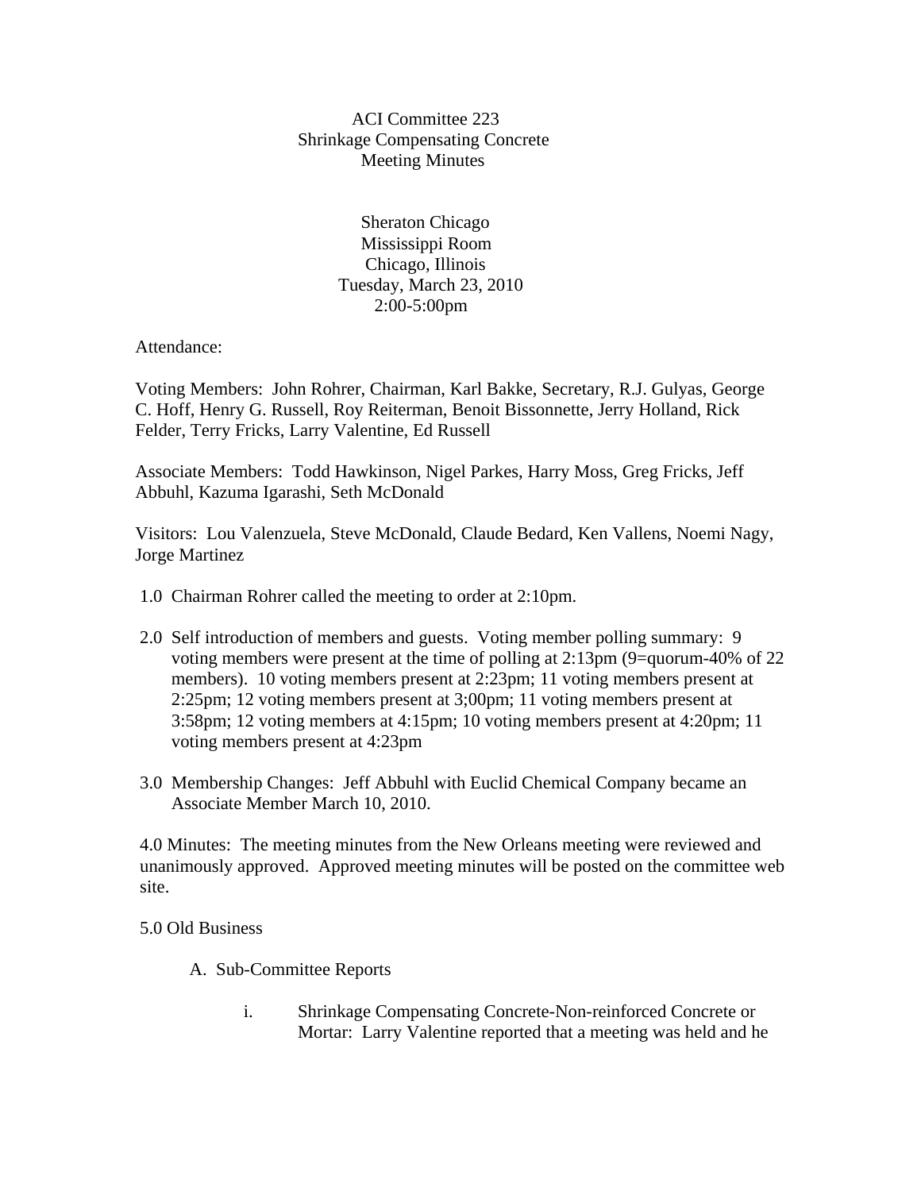ACI Committee 223
Shrinkage Compensating Concrete
Meeting Minutes

Sheraton Chicago
Mississippi Room
Chicago, Illinois
Tuesday, March 23, 2010
2:00-5:00pm

Attendance:

Voting Members: John Rohrer, Chairman, Karl Bakke, Secretary, R.J. Gulyas, George C. Hoff, Henry G. Russell, Roy Reiterman, Benoit Bissonnette, Jerry Holland, Rick Felder, Terry Fricks, Larry Valentine, Ed Russell

Associate Members: Todd Hawkinson, Nigel Parkes, Harry Moss, Greg Fricks, Jeff Abbuhl, Kazuma Igarashi, Seth McDonald

Visitors: Lou Valenzuela, Steve McDonald, Claude Bedard, Ken Vallens, Noemi Nagy, Jorge Martinez

1.0 Chairman Rohrer called the meeting to order at 2:10pm.

2.0 Self introduction of members and guests. Voting member polling summary: 9 voting members were present at the time of polling at 2:13pm (9=quorum-40% of 22 members). 10 voting members present at 2:23pm; 11 voting members present at 2:25pm; 12 voting members present at 3;00pm; 11 voting members present at 3:58pm; 12 voting members at 4:15pm; 10 voting members present at 4:20pm; 11 voting members present at 4:23pm

3.0 Membership Changes: Jeff Abbuhl with Euclid Chemical Company became an Associate Member March 10, 2010.

4.0 Minutes: The meeting minutes from the New Orleans meeting were reviewed and unanimously approved. Approved meeting minutes will be posted on the committee web site.

5.0 Old Business

A. Sub-Committee Reports

i. Shrinkage Compensating Concrete-Non-reinforced Concrete or Mortar: Larry Valentine reported that a meeting was held and he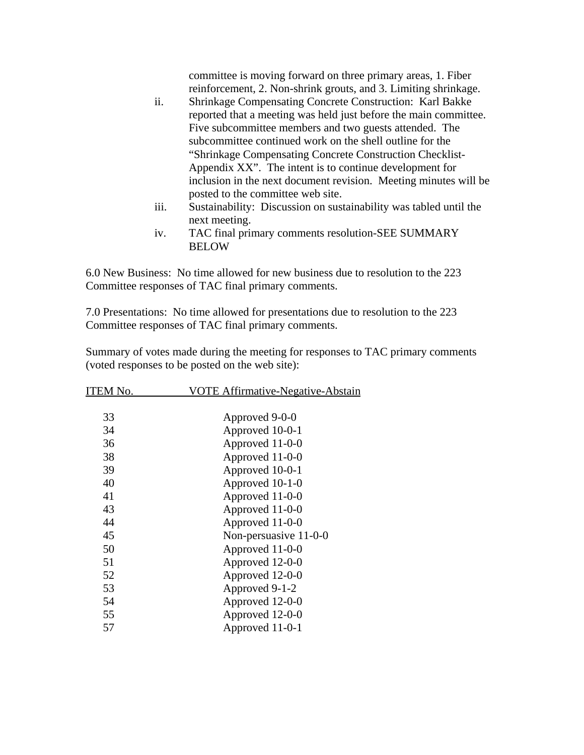committee is moving forward on three primary areas, 1. Fiber reinforcement, 2. Non-shrink grouts, and 3. Limiting shrinkage.

ii. Shrinkage Compensating Concrete Construction: Karl Bakke reported that a meeting was held just before the main committee. Five subcommittee members and two guests attended. The subcommittee continued work on the shell outline for the "Shrinkage Compensating Concrete Construction Checklist-Appendix XX". The intent is to continue development for inclusion in the next document revision. Meeting minutes will be posted to the committee web site.

iii. Sustainability: Discussion on sustainability was tabled until the next meeting.

iv. TAC final primary comments resolution-SEE SUMMARY BELOW

6.0 New Business: No time allowed for new business due to resolution to the 223 Committee responses of TAC final primary comments.

7.0 Presentations: No time allowed for presentations due to resolution to the 223 Committee responses of TAC final primary comments.

Summary of votes made during the meeting for responses to TAC primary comments (voted responses to be posted on the web site):

| ITEM No. | VOTE Affirmative-Negative-Abstain |
|---|---|
| 33 | Approved 9-0-0 |
| 34 | Approved 10-0-1 |
| 36 | Approved 11-0-0 |
| 38 | Approved 11-0-0 |
| 39 | Approved 10-0-1 |
| 40 | Approved 10-1-0 |
| 41 | Approved 11-0-0 |
| 43 | Approved 11-0-0 |
| 44 | Approved 11-0-0 |
| 45 | Non-persuasive 11-0-0 |
| 50 | Approved 11-0-0 |
| 51 | Approved 12-0-0 |
| 52 | Approved 12-0-0 |
| 53 | Approved 9-1-2 |
| 54 | Approved 12-0-0 |
| 55 | Approved 12-0-0 |
| 57 | Approved 11-0-1 |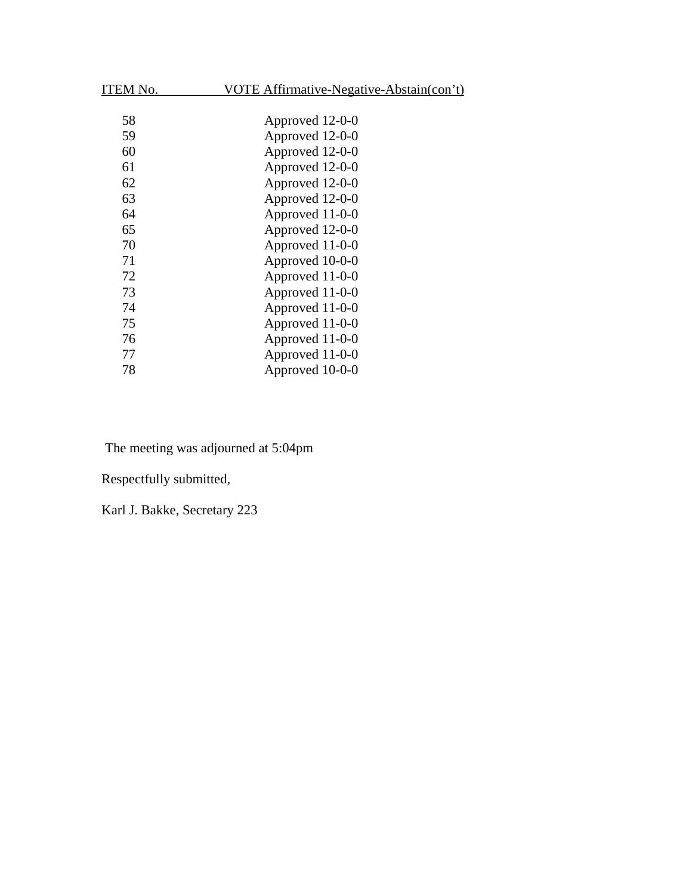| ITEM No. | VOTE Affirmative-Negative-Abstain(con't) |
| --- | --- |
| 58 | Approved 12-0-0 |
| 59 | Approved 12-0-0 |
| 60 | Approved 12-0-0 |
| 61 | Approved 12-0-0 |
| 62 | Approved 12-0-0 |
| 63 | Approved 12-0-0 |
| 64 | Approved 11-0-0 |
| 65 | Approved 12-0-0 |
| 70 | Approved 11-0-0 |
| 71 | Approved 10-0-0 |
| 72 | Approved 11-0-0 |
| 73 | Approved 11-0-0 |
| 74 | Approved 11-0-0 |
| 75 | Approved 11-0-0 |
| 76 | Approved 11-0-0 |
| 77 | Approved 11-0-0 |
| 78 | Approved 10-0-0 |

The meeting was adjourned at 5:04pm

Respectfully submitted,

Karl J. Bakke, Secretary 223